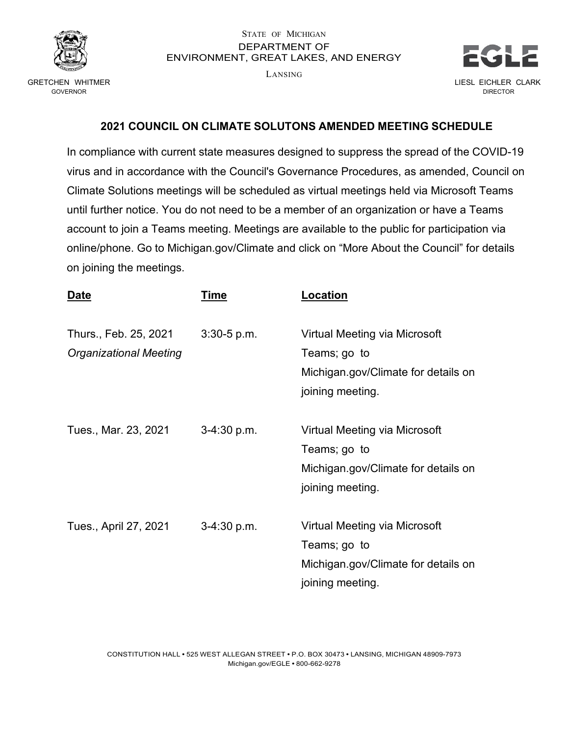STATE OF MICHIGAN
DEPARTMENT OF
ENVIRONMENT, GREAT LAKES, AND ENERGY
LANSING

GRETCHEN WHITMER
GOVERNOR

LIESL EICHLER CLARK
DIRECTOR

## 2021 COUNCIL ON CLIMATE SOLUTONS AMENDED MEETING SCHEDULE

In compliance with current state measures designed to suppress the spread of the COVID-19 virus and in accordance with the Council's Governance Procedures, as amended, Council on Climate Solutions meetings will be scheduled as virtual meetings held via Microsoft Teams until further notice. You do not need to be a member of an organization or have a Teams account to join a Teams meeting. Meetings are available to the public for participation via online/phone. Go to Michigan.gov/Climate and click on "More About the Council" for details on joining the meetings.

| Date | Time | Location |
|---|---|---|
| Thurs., Feb. 25, 2021 *Organizational Meeting* | 3:30-5 p.m. | Virtual Meeting via Microsoft Teams; go to Michigan.gov/Climate for details on joining meeting. |
| Tues., Mar. 23, 2021 | 3-4:30 p.m. | Virtual Meeting via Microsoft Teams; go to Michigan.gov/Climate for details on joining meeting. |
| Tues., April 27, 2021 | 3-4:30 p.m. | Virtual Meeting via Microsoft Teams; go to Michigan.gov/Climate for details on joining meeting. |

CONSTITUTION HALL • 525 WEST ALLEGAN STREET • P.O. BOX 30473 • LANSING, MICHIGAN 48909-7973
Michigan.gov/EGLE • 800-662-9278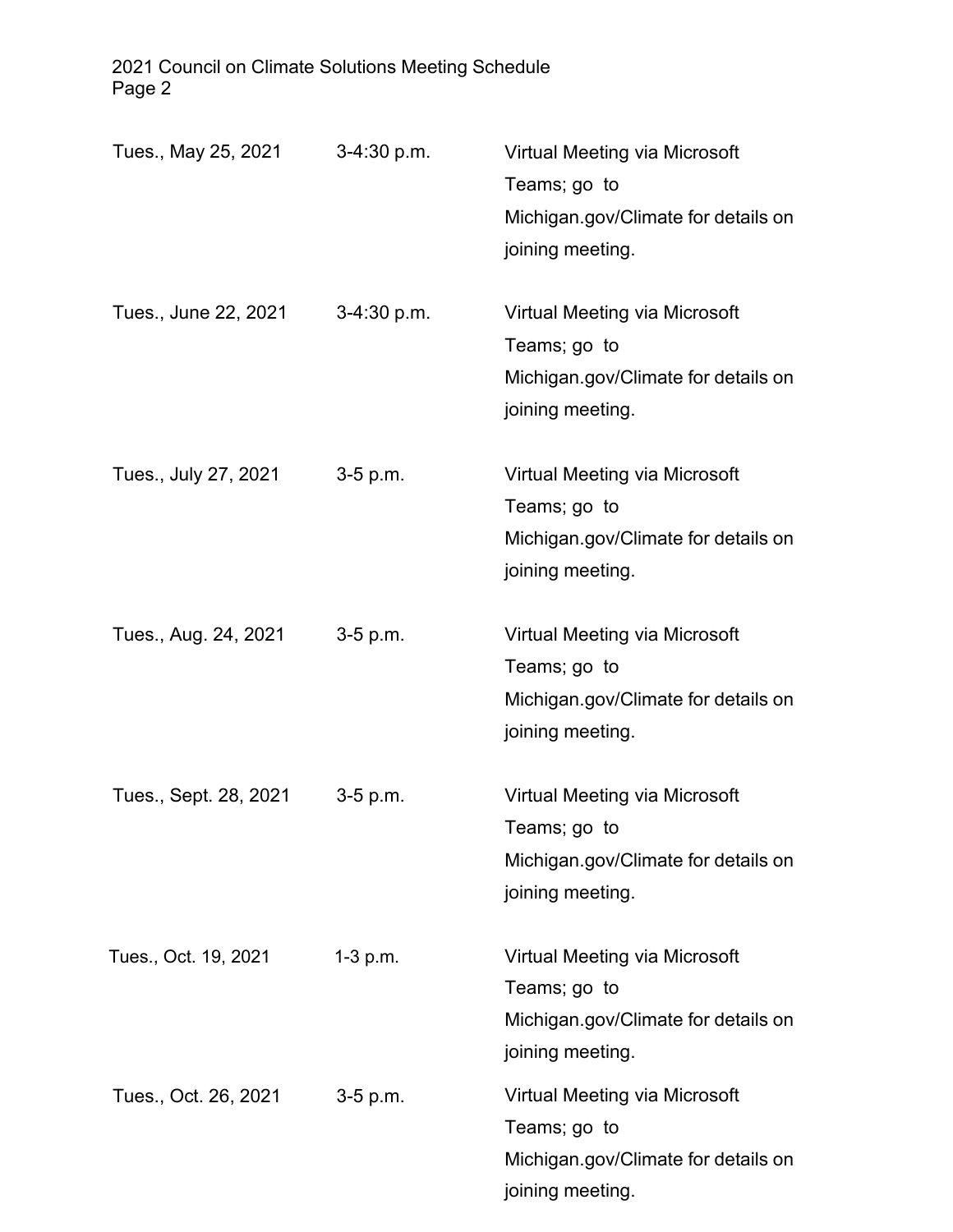| | | |
|---|---|---|
| Tues., May 25, 2021 | 3-4:30 p.m. | Virtual Meeting via Microsoft Teams; go to Michigan.gov/Climate for details on joining meeting. |
| Tues., June 22, 2021 | 3-4:30 p.m. | Virtual Meeting via Microsoft Teams; go to Michigan.gov/Climate for details on joining meeting. |
| Tues., July 27, 2021 | 3-5 p.m. | Virtual Meeting via Microsoft Teams; go to Michigan.gov/Climate for details on joining meeting. |
| Tues., Aug. 24, 2021 | 3-5 p.m. | Virtual Meeting via Microsoft Teams; go to Michigan.gov/Climate for details on joining meeting. |
| Tues., Sept. 28, 2021 | 3-5 p.m. | Virtual Meeting via Microsoft Teams; go to Michigan.gov/Climate for details on joining meeting. |
| Tues., Oct. 19, 2021 | 1-3 p.m. | Virtual Meeting via Microsoft Teams; go to Michigan.gov/Climate for details on joining meeting. |
| Tues., Oct. 26, 2021 | 3-5 p.m. | Virtual Meeting via Microsoft Teams; go to Michigan.gov/Climate for details on joining meeting. |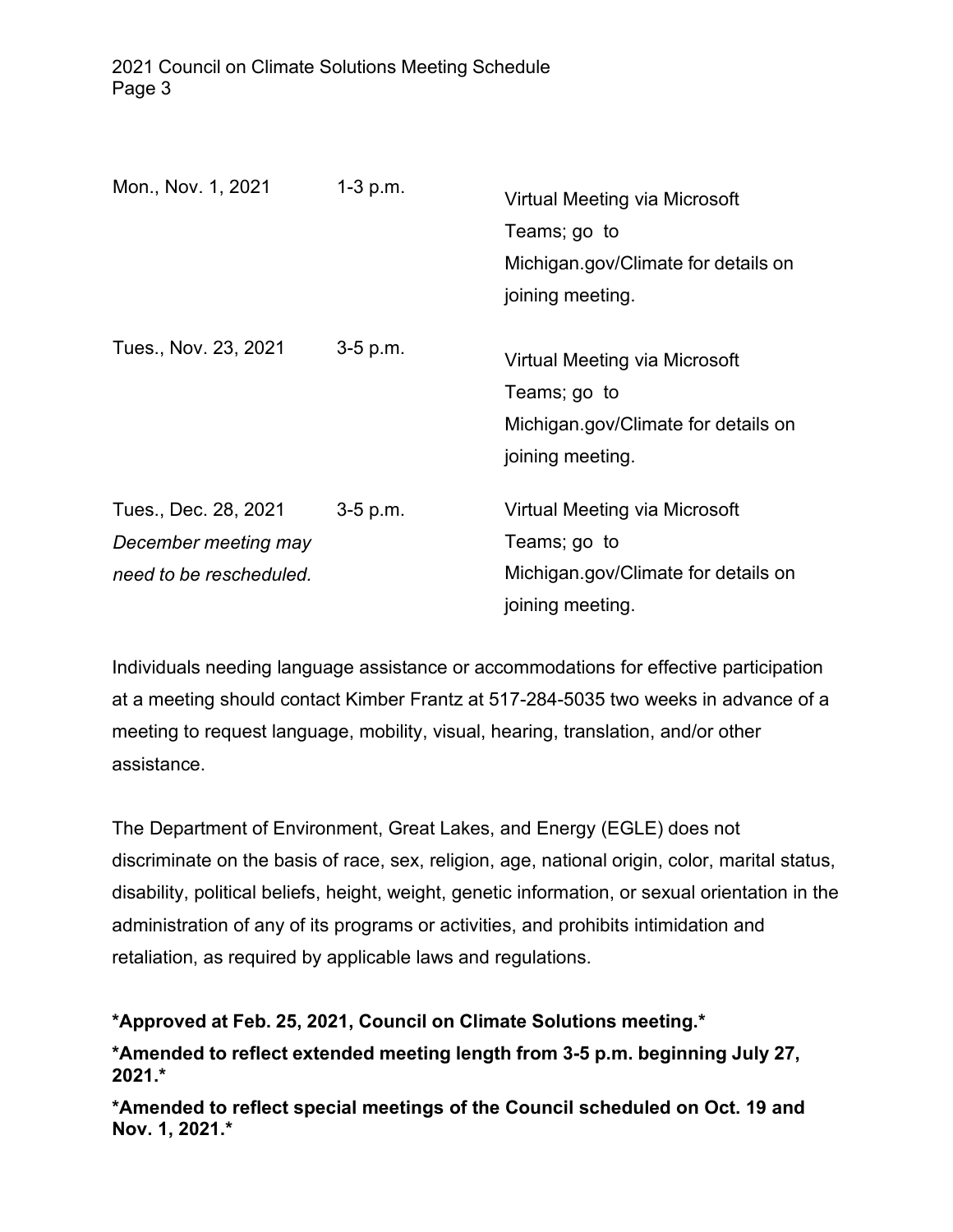| | | |
|---|---|---|
| Mon., Nov. 1, 2021 | 1-3 p.m. | Virtual Meeting via Microsoft Teams; go to Michigan.gov/Climate for details on joining meeting. |
| Tues., Nov. 23, 2021 | 3-5 p.m. | Virtual Meeting via Microsoft Teams; go to Michigan.gov/Climate for details on joining meeting. |
| Tues., Dec. 28, 2021 *December meeting may need to be rescheduled.* | 3-5 p.m. | Virtual Meeting via Microsoft Teams; go to Michigan.gov/Climate for details on joining meeting. |

Individuals needing language assistance or accommodations for effective participation at a meeting should contact Kimber Frantz at 517-284-5035 two weeks in advance of a meeting to request language, mobility, visual, hearing, translation, and/or other assistance.

The Department of Environment, Great Lakes, and Energy (EGLE) does not discriminate on the basis of race, sex, religion, age, national origin, color, marital status, disability, political beliefs, height, weight, genetic information, or sexual orientation in the administration of any of its programs or activities, and prohibits intimidation and retaliation, as required by applicable laws and regulations.

**\*Approved at Feb. 25, 2021, Council on Climate Solutions meeting.\***

**\*Amended to reflect extended meeting length from 3-5 p.m. beginning July 27, 2021.\***

**\*Amended to reflect special meetings of the Council scheduled on Oct. 19 and Nov. 1, 2021.\***